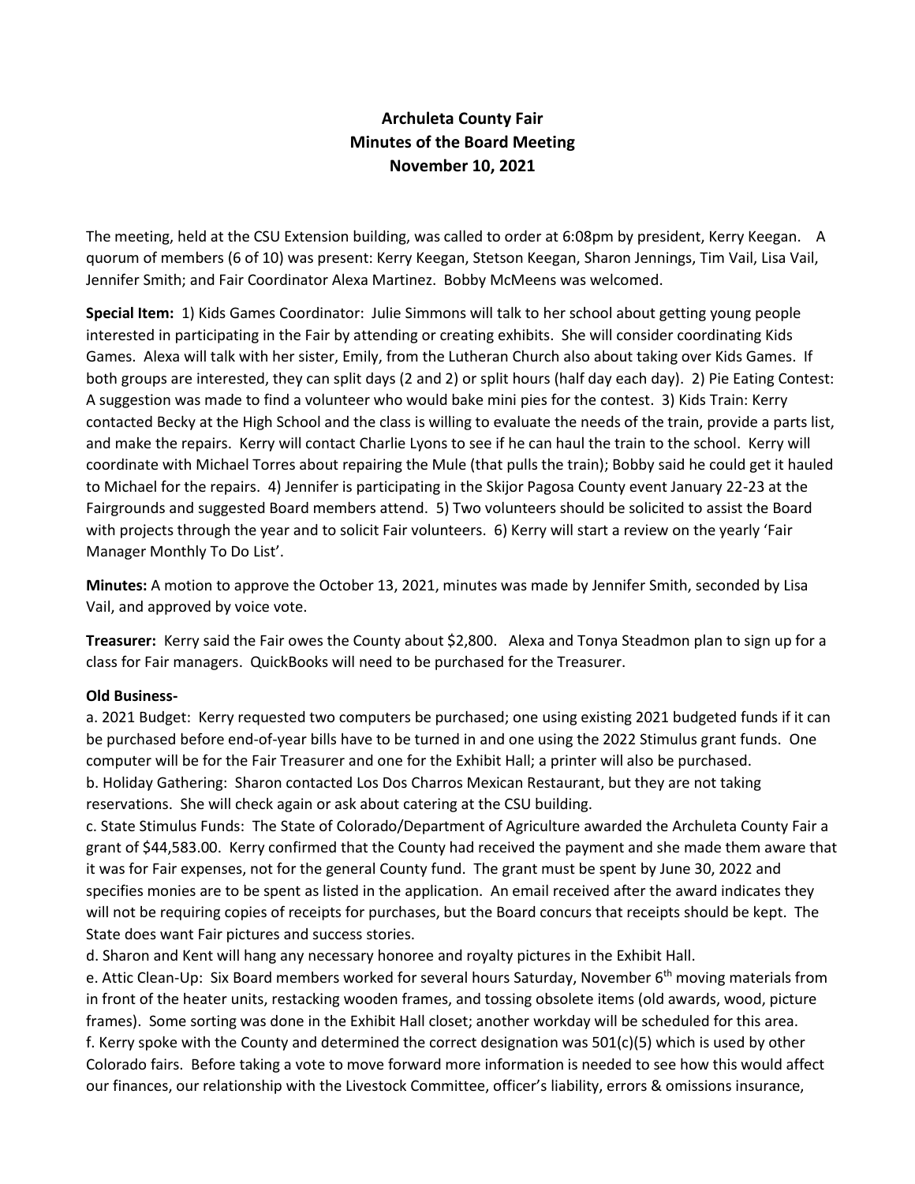# Archuleta County Fair
## Minutes of the Board Meeting
## November 10, 2021

The meeting, held at the CSU Extension building, was called to order at 6:08pm by president, Kerry Keegan. A quorum of members (6 of 10) was present: Kerry Keegan, Stetson Keegan, Sharon Jennings, Tim Vail, Lisa Vail, Jennifer Smith; and Fair Coordinator Alexa Martinez. Bobby McMeens was welcomed.

**Special Item:** 1) Kids Games Coordinator: Julie Simmons will talk to her school about getting young people interested in participating in the Fair by attending or creating exhibits. She will consider coordinating Kids Games. Alexa will talk with her sister, Emily, from the Lutheran Church also about taking over Kids Games. If both groups are interested, they can split days (2 and 2) or split hours (half day each day). 2) Pie Eating Contest: A suggestion was made to find a volunteer who would bake mini pies for the contest. 3) Kids Train: Kerry contacted Becky at the High School and the class is willing to evaluate the needs of the train, provide a parts list, and make the repairs. Kerry will contact Charlie Lyons to see if he can haul the train to the school. Kerry will coordinate with Michael Torres about repairing the Mule (that pulls the train); Bobby said he could get it hauled to Michael for the repairs. 4) Jennifer is participating in the Skijor Pagosa County event January 22-23 at the Fairgrounds and suggested Board members attend. 5) Two volunteers should be solicited to assist the Board with projects through the year and to solicit Fair volunteers. 6) Kerry will start a review on the yearly 'Fair Manager Monthly To Do List'.

**Minutes:** A motion to approve the October 13, 2021, minutes was made by Jennifer Smith, seconded by Lisa Vail, and approved by voice vote.

**Treasurer:** Kerry said the Fair owes the County about $2,800. Alexa and Tonya Steadmon plan to sign up for a class for Fair managers. QuickBooks will need to be purchased for the Treasurer.

**Old Business-**

a. 2021 Budget: Kerry requested two computers be purchased; one using existing 2021 budgeted funds if it can be purchased before end-of-year bills have to be turned in and one using the 2022 Stimulus grant funds. One computer will be for the Fair Treasurer and one for the Exhibit Hall; a printer will also be purchased.

b. Holiday Gathering: Sharon contacted Los Dos Charros Mexican Restaurant, but they are not taking reservations. She will check again or ask about catering at the CSU building.

c. State Stimulus Funds: The State of Colorado/Department of Agriculture awarded the Archuleta County Fair a grant of $44,583.00. Kerry confirmed that the County had received the payment and she made them aware that it was for Fair expenses, not for the general County fund. The grant must be spent by June 30, 2022 and specifies monies are to be spent as listed in the application. An email received after the award indicates they will not be requiring copies of receipts for purchases, but the Board concurs that receipts should be kept. The State does want Fair pictures and success stories.

d. Sharon and Kent will hang any necessary honoree and royalty pictures in the Exhibit Hall.

e. Attic Clean-Up: Six Board members worked for several hours Saturday, November 6th moving materials from in front of the heater units, restacking wooden frames, and tossing obsolete items (old awards, wood, picture frames). Some sorting was done in the Exhibit Hall closet; another workday will be scheduled for this area.

f. Kerry spoke with the County and determined the correct designation was 501(c)(5) which is used by other Colorado fairs. Before taking a vote to move forward more information is needed to see how this would affect our finances, our relationship with the Livestock Committee, officer's liability, errors & omissions insurance,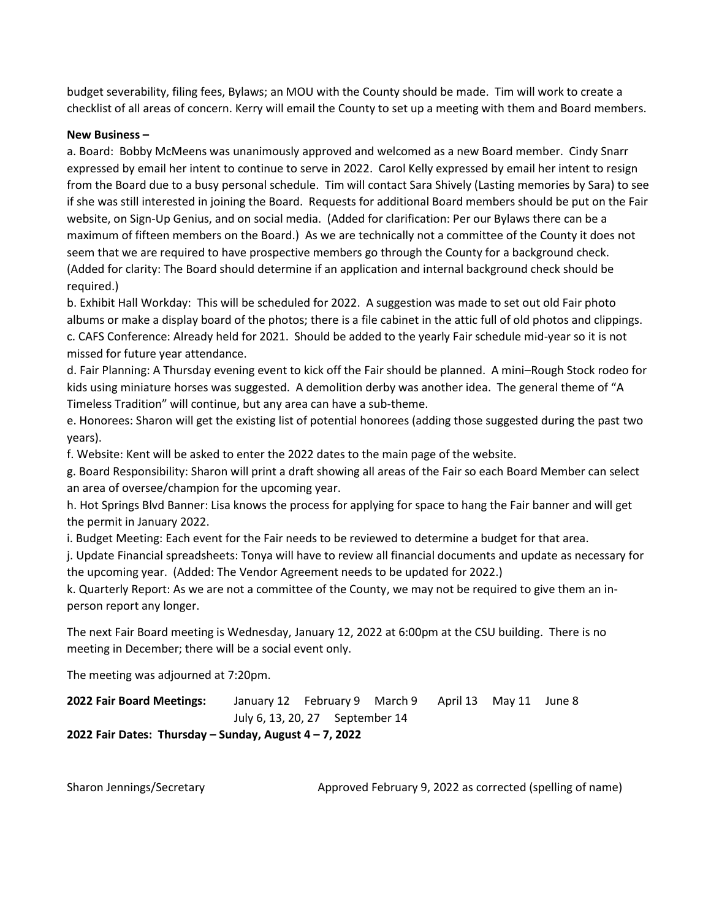budget severability, filing fees, Bylaws; an MOU with the County should be made. Tim will work to create a checklist of all areas of concern. Kerry will email the County to set up a meeting with them and Board members.

**New Business –**

a. Board: Bobby McMeens was unanimously approved and welcomed as a new Board member. Cindy Snarr expressed by email her intent to continue to serve in 2022. Carol Kelly expressed by email her intent to resign from the Board due to a busy personal schedule. Tim will contact Sara Shively (Lasting memories by Sara) to see if she was still interested in joining the Board. Requests for additional Board members should be put on the Fair website, on Sign-Up Genius, and on social media. (Added for clarification: Per our Bylaws there can be a maximum of fifteen members on the Board.) As we are technically not a committee of the County it does not seem that we are required to have prospective members go through the County for a background check. (Added for clarity: The Board should determine if an application and internal background check should be required.)

b. Exhibit Hall Workday: This will be scheduled for 2022. A suggestion was made to set out old Fair photo albums or make a display board of the photos; there is a file cabinet in the attic full of old photos and clippings.

c. CAFS Conference: Already held for 2021. Should be added to the yearly Fair schedule mid-year so it is not missed for future year attendance.

d. Fair Planning: A Thursday evening event to kick off the Fair should be planned. A mini–Rough Stock rodeo for kids using miniature horses was suggested. A demolition derby was another idea. The general theme of "A Timeless Tradition" will continue, but any area can have a sub-theme.

e. Honorees: Sharon will get the existing list of potential honorees (adding those suggested during the past two years).

f. Website: Kent will be asked to enter the 2022 dates to the main page of the website.

g. Board Responsibility: Sharon will print a draft showing all areas of the Fair so each Board Member can select an area of oversee/champion for the upcoming year.

h. Hot Springs Blvd Banner: Lisa knows the process for applying for space to hang the Fair banner and will get the permit in January 2022.

i. Budget Meeting: Each event for the Fair needs to be reviewed to determine a budget for that area.

j. Update Financial spreadsheets: Tonya will have to review all financial documents and update as necessary for the upcoming year. (Added: The Vendor Agreement needs to be updated for 2022.)

k. Quarterly Report: As we are not a committee of the County, we may not be required to give them an in-person report any longer.

The next Fair Board meeting is Wednesday, January 12, 2022 at 6:00pm at the CSU building. There is no meeting in December; there will be a social event only.

The meeting was adjourned at 7:20pm.

**2022 Fair Board Meetings:** January 12 February 9 March 9 April 13 May 11 June 8
July 6, 13, 20, 27 September 14

**2022 Fair Dates: Thursday – Sunday, August 4 – 7, 2022**

Sharon Jennings/Secretary Approved February 9, 2022 as corrected (spelling of name)